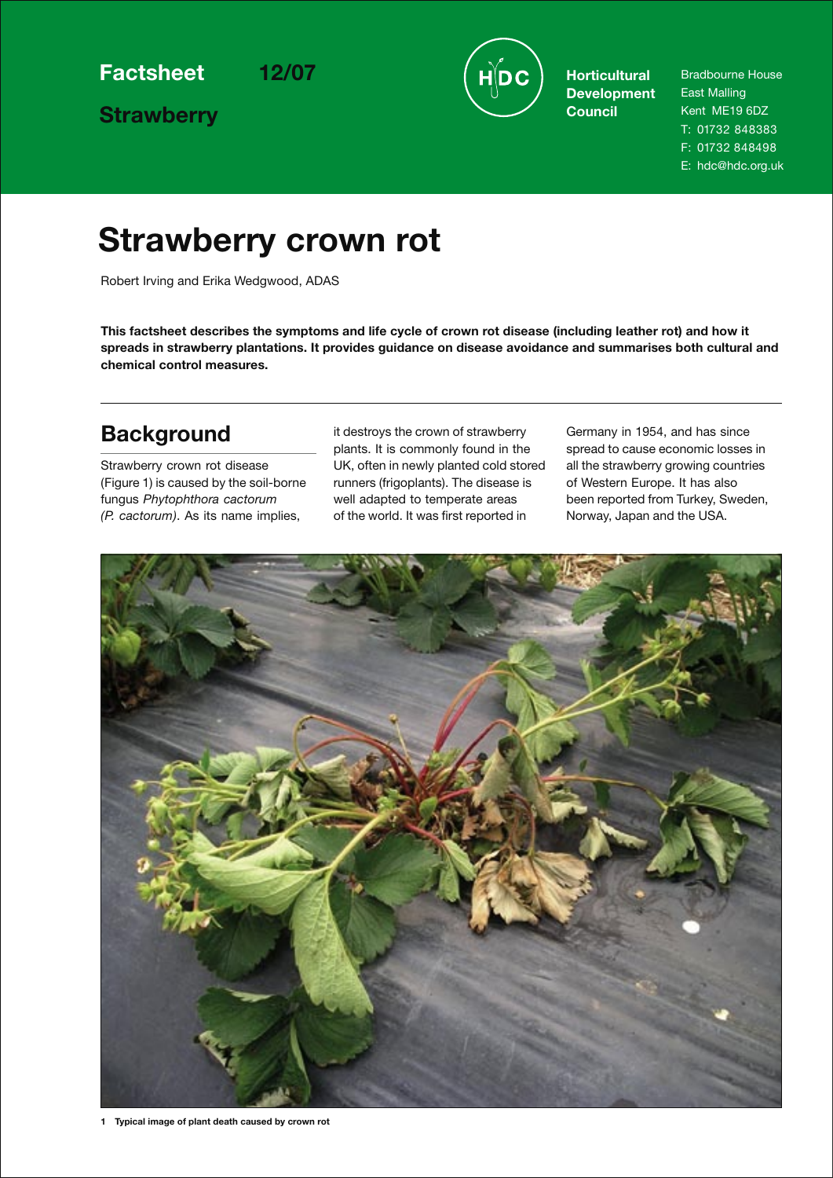**Factsheet** **12/07**

**Strawberry**

**Horticultural Development Council**

Bradbourne House
East Malling
Kent ME19 6DZ
T: 01732 848383
F: 01732 848498
E: hdc@hdc.org.uk

# Strawberry crown rot

Robert Irving and Erika Wedgwood, ADAS

**This factsheet describes the symptoms and life cycle of crown rot disease (including leather rot) and how it spreads in strawberry plantations. It provides guidance on disease avoidance and summarises both cultural and chemical control measures.**

## Background

Strawberry crown rot disease (Figure 1) is caused by the soil-borne fungus *Phytophthora cactorum (P. cactorum)*. As its name implies, it destroys the crown of strawberry plants. It is commonly found in the UK, often in newly planted cold stored runners (frigoplants). The disease is well adapted to temperate areas of the world. It was first reported in Germany in 1954, and has since spread to cause economic losses in all the strawberry growing countries of Western Europe. It has also been reported from Turkey, Sweden, Norway, Japan and the USA.

**1 Typical image of plant death caused by crown rot**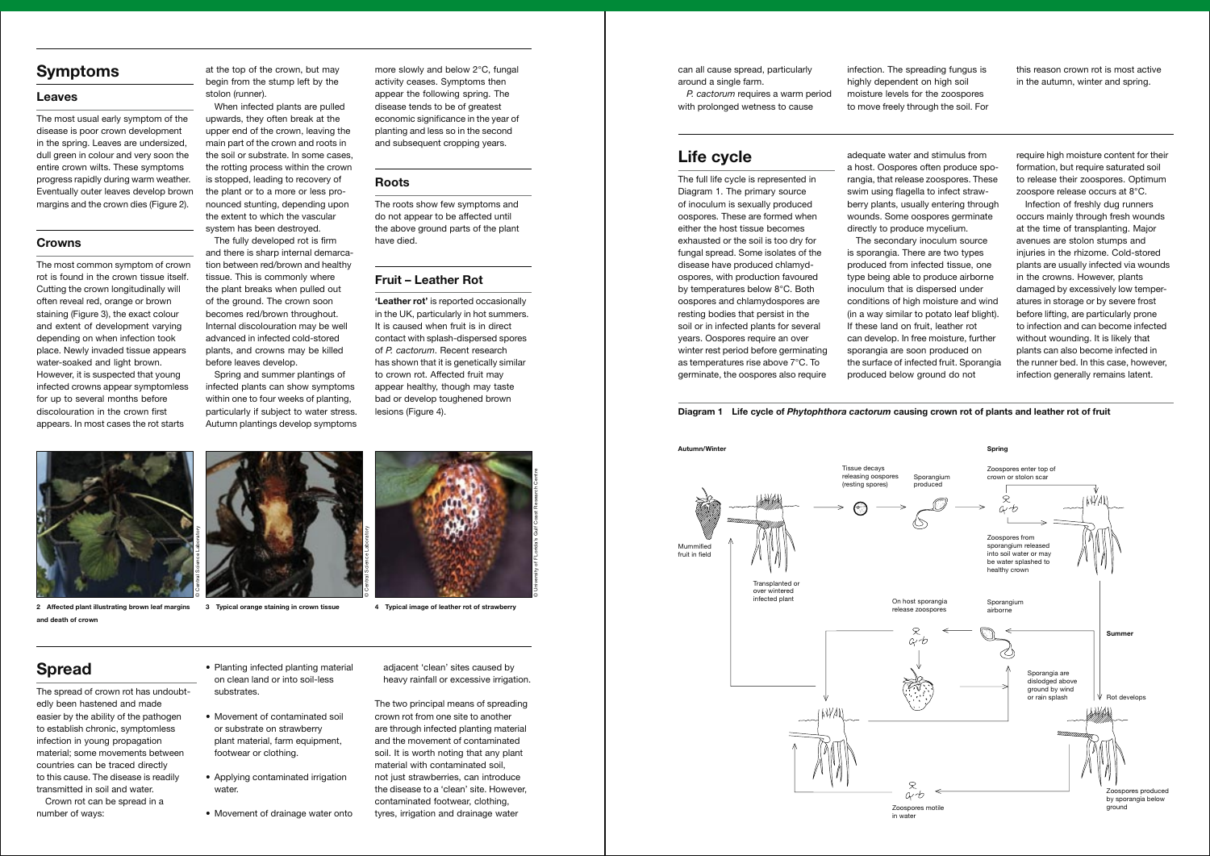## Symptoms

### Leaves

The most usual early symptom of the disease is poor crown development in the spring. Leaves are undersized, dull green in colour and very soon the entire crown wilts. These symptoms progress rapidly during warm weather. Eventually outer leaves develop brown margins and the crown dies (Figure 2).

### Crowns

The most common symptom of crown rot is found in the crown tissue itself. Cutting the crown longitudinally will often reveal red, orange or brown staining (Figure 3), the exact colour and extent of development varying depending on when infection took place. Newly invaded tissue appears water-soaked and light brown. However, it is suspected that young infected crowns appear symptomless for up to several months before discolouration in the crown first appears. In most cases the rot starts at the top of the crown, but may begin from the stump left by the stolon (runner).

When infected plants are pulled upwards, they often break at the upper end of the crown, leaving the main part of the crown and roots in the soil or substrate. In some cases, the rotting process within the crown is stopped, leading to recovery of the plant or to a more or less pronounced stunting, depending upon the extent to which the vascular system has been destroyed.

The fully developed rot is firm and there is sharp internal demarcation between red/brown and healthy tissue. This is commonly where the plant breaks when pulled out of the ground. The crown soon becomes red/brown throughout. Internal discolouration may be well advanced in infected cold-stored plants, and crowns may be killed before leaves develop.

Spring and summer plantings of infected plants can show symptoms within one to four weeks of planting, particularly if subject to water stress. Autumn plantings develop symptoms more slowly and below 2°C, fungal activity ceases. Symptoms then appear the following spring. The disease tends to be of greatest economic significance in the year of planting and less so in the second and subsequent cropping years.

### Roots

The roots show few symptoms and do not appear to be affected until the above ground parts of the plant have died.

### Fruit – Leather Rot

**'Leather rot'** is reported occasionally in the UK, particularly in hot summers. It is caused when fruit is in direct contact with splash-dispersed spores of *P. cactorum*. Recent research has shown that it is genetically similar to crown rot. Affected fruit may appear healthy, though may taste bad or develop toughened brown lesions (Figure 4).

**2 Affected plant illustrating brown leaf margins and death of crown**

**3 Typical orange staining in crown tissue**

**4 Typical image of leather rot of strawberry**

## Spread

The spread of crown rot has undoubtedly been hastened and made easier by the ability of the pathogen to establish chronic, symptomless infection in young propagation material; some movements between countries can be traced directly to this cause. The disease is readily transmitted in soil and water.

Crown rot can be spread in a number of ways:

- Planting infected planting material on clean land or into soil-less substrates.
- Movement of contaminated soil or substrate on strawberry plant material, farm equipment, footwear or clothing.
- Applying contaminated irrigation water.
- Movement of drainage water onto adjacent 'clean' sites caused by heavy rainfall or excessive irrigation.

The two principal means of spreading crown rot from one site to another are through infected planting material and the movement of contaminated soil. It is worth noting that any plant material with contaminated soil, not just strawberries, can introduce the disease to a 'clean' site. However, contaminated footwear, clothing, tyres, irrigation and drainage water can all cause spread, particularly around a single farm.

*P. cactorum* requires a warm period with prolonged wetness to cause infection. The spreading fungus is highly dependent on high soil moisture levels for the zoospores to move freely through the soil. For this reason crown rot is most active in the autumn, winter and spring.

## Life cycle

The full life cycle is represented in Diagram 1. The primary source of inoculum is sexually produced oospores. These are formed when either the host tissue becomes exhausted or the soil is too dry for fungal spread. Some isolates of the disease have produced chlamydospores, with production favoured by temperatures below 8°C. Both oospores and chlamydospores are resting bodies that persist in the soil or in infected plants for several years. Oospores require an over winter rest period before germinating as temperatures rise above 7°C. To germinate, the oospores also require adequate water and stimulus from a host. Oospores often produce sporangia, that release zoospores. These swim using flagella to infect strawberry plants, usually entering through wounds. Some oospores germinate directly to produce mycelium.

The secondary inoculum source is sporangia. There are two types produced from infected tissue, one type being able to produce airborne inoculum that is dispersed under conditions of high moisture and wind (in a way similar to potato leaf blight). If these land on fruit, leather rot can develop. In free moisture, further sporangia are soon produced on the surface of infected fruit. Sporangia produced below ground do not require high moisture content for their formation, but require saturated soil to release their zoospores. Optimum zoospore release occurs at 8°C.

Infection of freshly dug runners occurs mainly through fresh wounds at the time of transplanting. Major avenues are stolon stumps and injuries in the rhizome. Cold-stored plants are usually infected via wounds in the crowns. However, plants damaged by excessively low temperatures in storage or by severe frost before lifting, are particularly prone to infection and can become infected without wounding. It is likely that plants can also become infected in the runner bed. In this case, however, infection generally remains latent.

**Diagram 1 Life cycle of *Phytophthora cactorum* causing crown rot of plants and leather rot of fruit**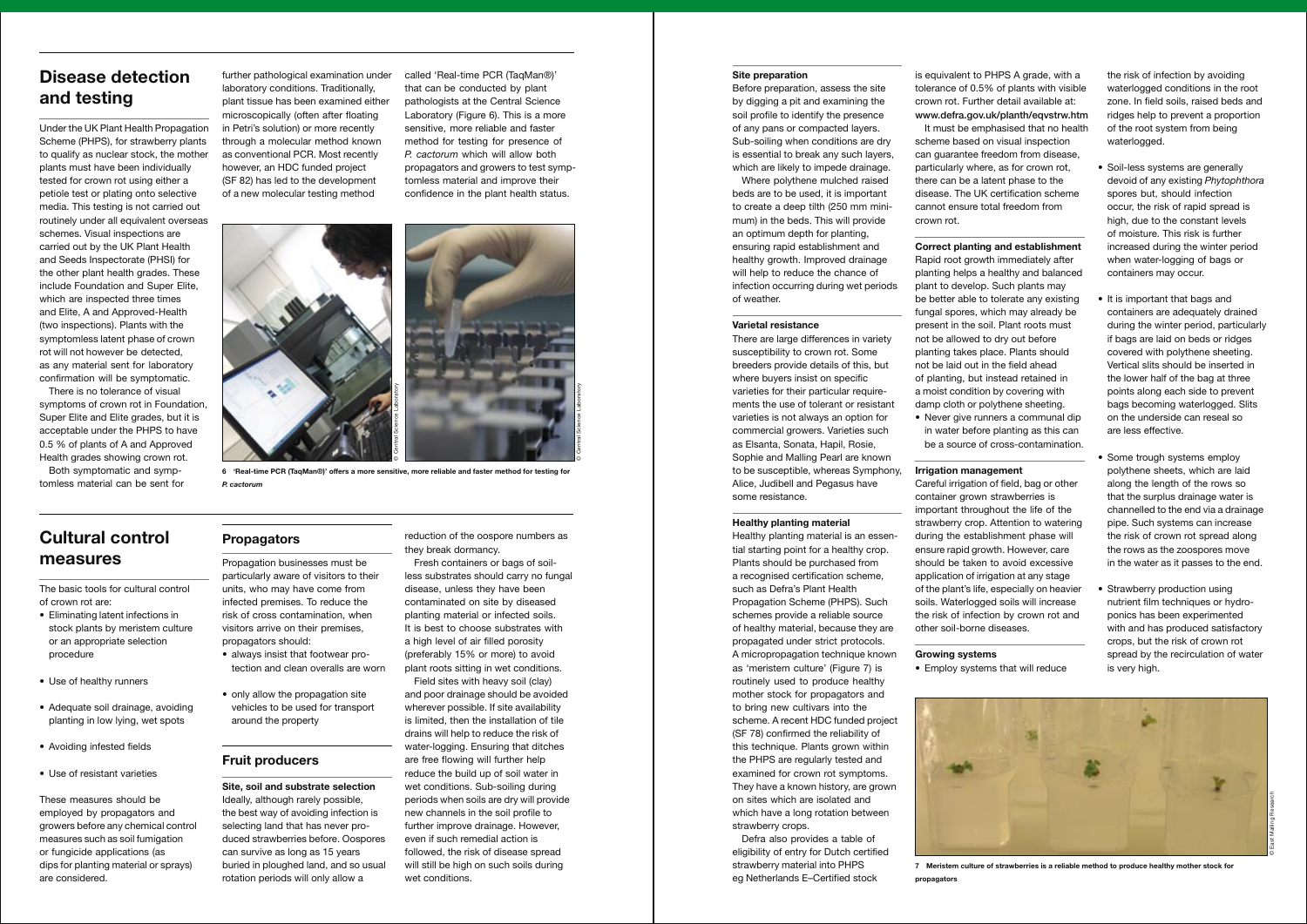## Disease detection and testing

Under the UK Plant Health Propagation Scheme (PHPS), for strawberry plants to qualify as nuclear stock, the mother plants must have been individually tested for crown rot using either a petiole test or plating onto selective media. This testing is not carried out routinely under all equivalent overseas schemes. Visual inspections are carried out by the UK Plant Health and Seeds Inspectorate (PHSI) for the other plant health grades. These include Foundation and Super Elite, which are inspected three times and Elite, A and Approved-Health (two inspections). Plants with the symptomless latent phase of crown rot will not however be detected, as any material sent for laboratory confirmation will be symptomatic.

There is no tolerance of visual symptoms of crown rot in Foundation, Super Elite and Elite grades, but it is acceptable under the PHPS to have 0.5 % of plants of A and Approved Health grades showing crown rot.

Both symptomatic and symptomless material can be sent for further pathological examination under laboratory conditions. Traditionally, plant tissue has been examined either microscopically (often after floating in Petri's solution) or more recently through a molecular method known as conventional PCR. Most recently however, an HDC funded project (SF 82) has led to the development of a new molecular testing method called 'Real-time PCR (TaqMan®)' that can be conducted by plant pathologists at the Central Science Laboratory (Figure 6). This is a more sensitive, more reliable and faster method for testing for presence of *P. cactorum* which will allow both propagators and growers to test symptomless material and improve their confidence in the plant health status.

**6 'Real-time PCR (TaqMan®)' offers a more sensitive, more reliable and faster method for testing for *P. cactorum***

## Cultural control measures

The basic tools for cultural control of crown rot are:

- Eliminating latent infections in stock plants by meristem culture or an appropriate selection procedure
- Use of healthy runners
- Adequate soil drainage, avoiding planting in low lying, wet spots
- Avoiding infested fields
- Use of resistant varieties

These measures should be employed by propagators and growers before any chemical control measures such as soil fumigation or fungicide applications (as dips for planting material or sprays) are considered.

### Propagators

Propagation businesses must be particularly aware of visitors to their units, who may have come from infected premises. To reduce the risk of cross contamination, when visitors arrive on their premises, propagators should:

- always insist that footwear protection and clean overalls are worn
- only allow the propagation site vehicles to be used for transport around the property

### Fruit producers

**Site, soil and substrate selection**

Ideally, although rarely possible, the best way of avoiding infection is selecting land that has never produced strawberries before. Oospores can survive as long as 15 years buried in ploughed land, and so usual rotation periods will only allow a reduction of the oospore numbers as they break dormancy.

Fresh containers or bags of soilless substrates should carry no fungal disease, unless they have been contaminated on site by diseased planting material or infected soils. It is best to choose substrates with a high level of air filled porosity (preferably 15% or more) to avoid plant roots sitting in wet conditions.

Field sites with heavy soil (clay) and poor drainage should be avoided wherever possible. If site availability is limited, then the installation of tile drains will help to reduce the risk of water-logging. Ensuring that ditches are free flowing will further help reduce the build up of soil water in wet conditions. Sub-soiling during periods when soils are dry will provide new channels in the soil profile to further improve drainage. However, even if such remedial action is followed, the risk of disease spread will still be high on such soils during wet conditions.

**Site preparation**

Before preparation, assess the site by digging a pit and examining the soil profile to identify the presence of any pans or compacted layers. Sub-soiling when conditions are dry is essential to break any such layers, which are likely to impede drainage.

Where polythene mulched raised beds are to be used, it is important to create a deep tilth (250 mm minimum) in the beds. This will provide an optimum depth for planting, ensuring rapid establishment and healthy growth. Improved drainage will help to reduce the chance of infection occurring during wet periods of weather.

**Varietal resistance**

There are large differences in variety susceptibility to crown rot. Some breeders provide details of this, but where buyers insist on specific varieties for their particular requirements the use of tolerant or resistant varieties is not always an option for commercial growers. Varieties such as Elsanta, Sonata, Hapil, Rosie, Sophie and Malling Pearl are known to be susceptible, whereas Symphony, Alice, Judibell and Pegasus have some resistance.

**Healthy planting material**

Healthy planting material is an essential starting point for a healthy crop. Plants should be purchased from a recognised certification scheme, such as Defra's Plant Health Propagation Scheme (PHPS). Such schemes provide a reliable source of healthy material, because they are propagated under strict protocols. A micropropagation technique known as 'meristem culture' (Figure 7) is routinely used to produce healthy mother stock for propagators and to bring new cultivars into the scheme. A recent HDC funded project (SF 78) confirmed the reliability of this technique. Plants grown within the PHPS are regularly tested and examined for crown rot symptoms. They have a known history, are grown on sites which are isolated and which have a long rotation between strawberry crops.

Defra also provides a table of eligibility of entry for Dutch certified strawberry material into PHPS eg Netherlands E–Certified stock is equivalent to PHPS A grade, with a tolerance of 0.5% of plants with visible crown rot. Further detail available at: **www.defra.gov.uk/planth/eqvstrw.htm**

It must be emphasised that no health scheme based on visual inspection can guarantee freedom from disease, particularly where, as for crown rot, there can be a latent phase to the disease. The UK certification scheme cannot ensure total freedom from crown rot.

**Correct planting and establishment**

Rapid root growth immediately after planting helps a healthy and balanced plant to develop. Such plants may be better able to tolerate any existing fungal spores, which may already be present in the soil. Plant roots must not be allowed to dry out before planting takes place. Plants should not be laid out in the field ahead of planting, but instead retained in a moist condition by covering with damp cloth or polythene sheeting.

- Never give runners a communal dip in water before planting as this can be a source of cross-contamination.

**Irrigation management**

Careful irrigation of field, bag or other container grown strawberries is important throughout the life of the strawberry crop. Attention to watering during the establishment phase will ensure rapid growth. However, care should be taken to avoid excessive application of irrigation at any stage of the plant's life, especially on heavier soils. Waterlogged soils will increase the risk of infection by crown rot and other soil-borne diseases.

**Growing systems**

- Employ systems that will reduce the risk of infection by avoiding waterlogged conditions in the root zone. In field soils, raised beds and ridges help to prevent a proportion of the root system from being waterlogged.
- Soil-less systems are generally devoid of any existing *Phytophthora* spores but, should infection occur, the risk of rapid spread is high, due to the constant levels of moisture. This risk is further increased during the winter period when water-logging of bags or containers may occur.
- It is important that bags and containers are adequately drained during the winter period, particularly if bags are laid on beds or ridges covered with polythene sheeting. Vertical slits should be inserted in the lower half of the bag at three points along each side to prevent bags becoming waterlogged. Slits on the underside can reseal so are less effective.
- Some trough systems employ polythene sheets, which are laid along the length of the rows so that the surplus drainage water is channelled to the end via a drainage pipe. Such systems can increase the risk of crown rot spread along the rows as the zoospores move in the water as it passes to the end.
- Strawberry production using nutrient film techniques or hydroponics has been experimented with and has produced satisfactory crops, but the risk of crown rot spread by the recirculation of water is very high.

**7 Meristem culture of strawberries is a reliable method to produce healthy mother stock for propagators**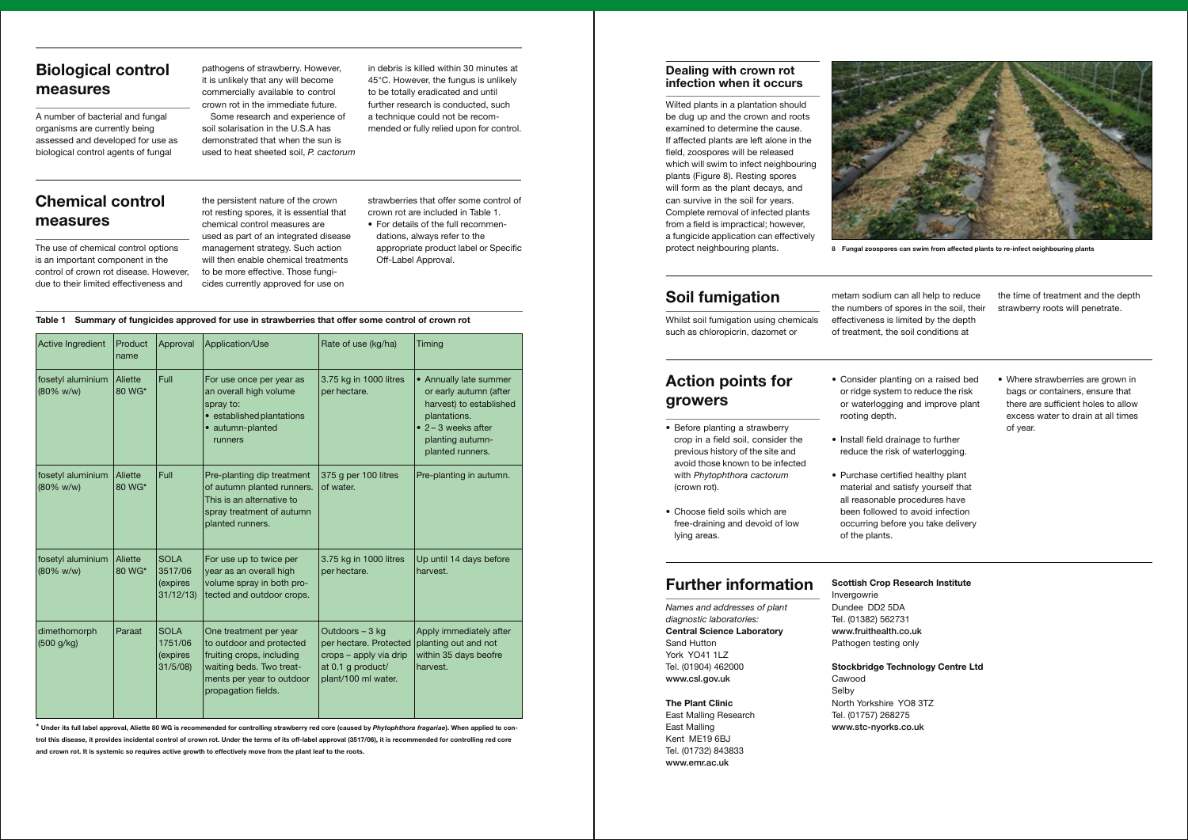## Biological control measures

A number of bacterial and fungal organisms are currently being assessed and developed for use as biological control agents of fungal pathogens of strawberry. However, it is unlikely that any will become commercially available to control crown rot in the immediate future.

Some research and experience of soil solarisation in the U.S.A has demonstrated that when the sun is used to heat sheeted soil, *P. cactorum* in debris is killed within 30 minutes at 45°C. However, the fungus is unlikely to be totally eradicated and until further research is conducted, such a technique could not be recommended or fully relied upon for control.

## Chemical control measures

The use of chemical control options is an important component in the control of crown rot disease. However, due to their limited effectiveness and the persistent nature of the crown rot resting spores, it is essential that chemical control measures are used as part of an integrated disease management strategy. Such action will then enable chemical treatments to be more effective. Those fungicides currently approved for use on strawberries that offer some control of crown rot are included in Table 1.

- For details of the full recommendations, always refer to the appropriate product label or Specific Off-Label Approval.

**Table 1 Summary of fungicides approved for use in strawberries that offer some control of crown rot**

| Active Ingredient | Product name | Approval | Application/Use | Rate of use (kg/ha) | Timing |
|---|---|---|---|---|---|
| fosetyl aluminium (80% w/w) | Aliette 80 WG* | Full | For use once per year as an overall high volume spray to: • established plantations • autumn-planted runners | 3.75 kg in 1000 litres per hectare. | • Annually late summer or early autumn (after harvest) to established plantations. • 2 – 3 weeks after planting autumn-planted runners. |
| fosetyl aluminium (80% w/w) | Aliette 80 WG* | Full | Pre-planting dip treatment of autumn planted runners. This is an alternative to spray treatment of autumn planted runners. | 375 g per 100 litres of water. | Pre-planting in autumn. |
| fosetyl aluminium (80% w/w) | Aliette 80 WG* | SOLA 3517/06 (expires 31/12/13) | For use up to twice per year as an overall high volume spray in both protected and outdoor crops. | 3.75 kg in 1000 litres per hectare. | Up until 14 days before harvest. |
| dimethomorph (500 g/kg) | Paraat | SOLA 1751/06 (expires 31/5/08) | One treatment per year to outdoor and protected fruiting crops, including waiting beds. Two treatments per year to outdoor propagation fields. | Outdoors – 3 kg per hectare. Protected crops – apply via drip at 0.1 g product/ plant/100 ml water. | Apply immediately after planting out and not within 35 days beofre harvest. |

\* **Under its full label approval, Aliette 80 WG is recommended for controlling strawberry red core (caused by *Phytophthora fragariae*). When applied to control this disease, it provides incidental control of crown rot. Under the terms of its off-label approval (3517/06), it is recommended for controlling red core and crown rot. It is systemic so requires active growth to effectively move from the plant leaf to the roots.**

### Dealing with crown rot infection when it occurs

Wilted plants in a plantation should be dug up and the crown and roots examined to determine the cause. If affected plants are left alone in the field, zoospores will be released which will swim to infect neighbouring plants (Figure 8). Resting spores will form as the plant decays, and can survive in the soil for years. Complete removal of infected plants from a field is impractical; however, a fungicide application can effectively protect neighbouring plants.

8 Fungal zoospores can swim from affected plants to re-infect neighbouring plants

## Soil fumigation

Whilst soil fumigation using chemicals such as chloropicrin, dazomet or metam sodium can all help to reduce the numbers of spores in the soil, their effectiveness is limited by the depth of treatment, the soil conditions at the time of treatment and the depth strawberry roots will penetrate.

## Action points for growers

- Before planting a strawberry crop in a field soil, consider the previous history of the site and avoid those known to be infected with *Phytophthora cactorum* (crown rot).
- Choose field soils which are free-draining and devoid of low lying areas.
- Consider planting on a raised bed or ridge system to reduce the risk or waterlogging and improve plant rooting depth.
- Install field drainage to further reduce the risk of waterlogging.
- Purchase certified healthy plant material and satisfy yourself that all reasonable procedures have been followed to avoid infection occurring before you take delivery of the plants.
- Where strawberries are grown in bags or containers, ensure that there are sufficient holes to allow excess water to drain at all times of year.

## Further information

*Names and addresses of plant diagnostic laboratories:*

**Central Science Laboratory**
Sand Hutton
York YO41 1LZ
Tel. (01904) 462000
**www.csl.gov.uk**

**The Plant Clinic**
East Malling Research
East Malling
Kent ME19 6BJ
Tel. (01732) 843833
**www.emr.ac.uk**

**Scottish Crop Research Institute**
Invergowrie
Dundee DD2 5DA
Tel. (01382) 562731
**www.fruithealth.co.uk**
Pathogen testing only

**Stockbridge Technology Centre Ltd**
Cawood
Selby
North Yorkshire YO8 3TZ
Tel. (01757) 268275
**www.stc-nyorks.co.uk**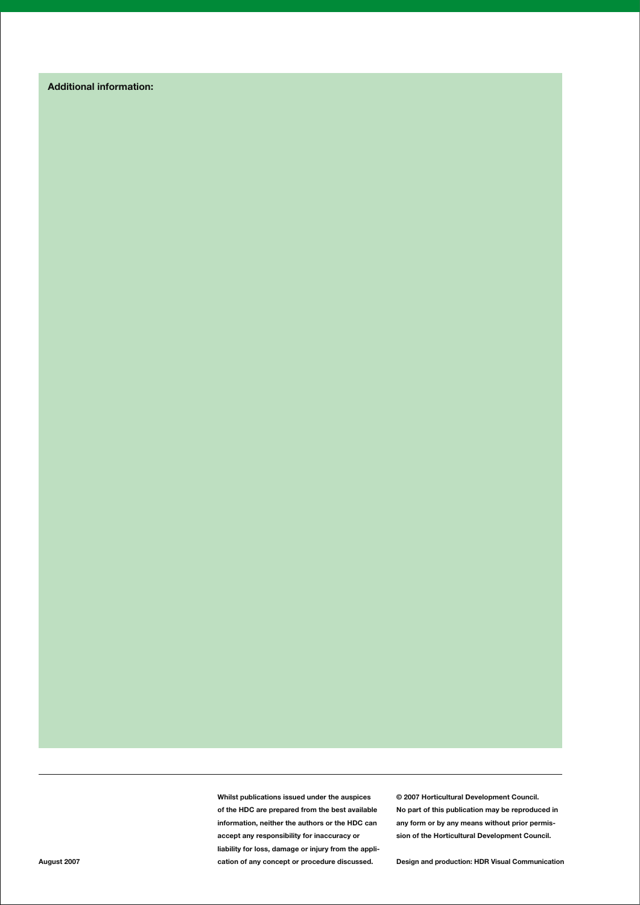**Additional information:**

August 2007

Whilst publications issued under the auspices of the HDC are prepared from the best available information, neither the authors or the HDC can accept any responsibility for inaccuracy or liability for loss, damage or injury from the application of any concept or procedure discussed.

© 2007 Horticultural Development Council. No part of this publication may be reproduced in any form or by any means without prior permission of the Horticultural Development Council.

Design and production: HDR Visual Communication